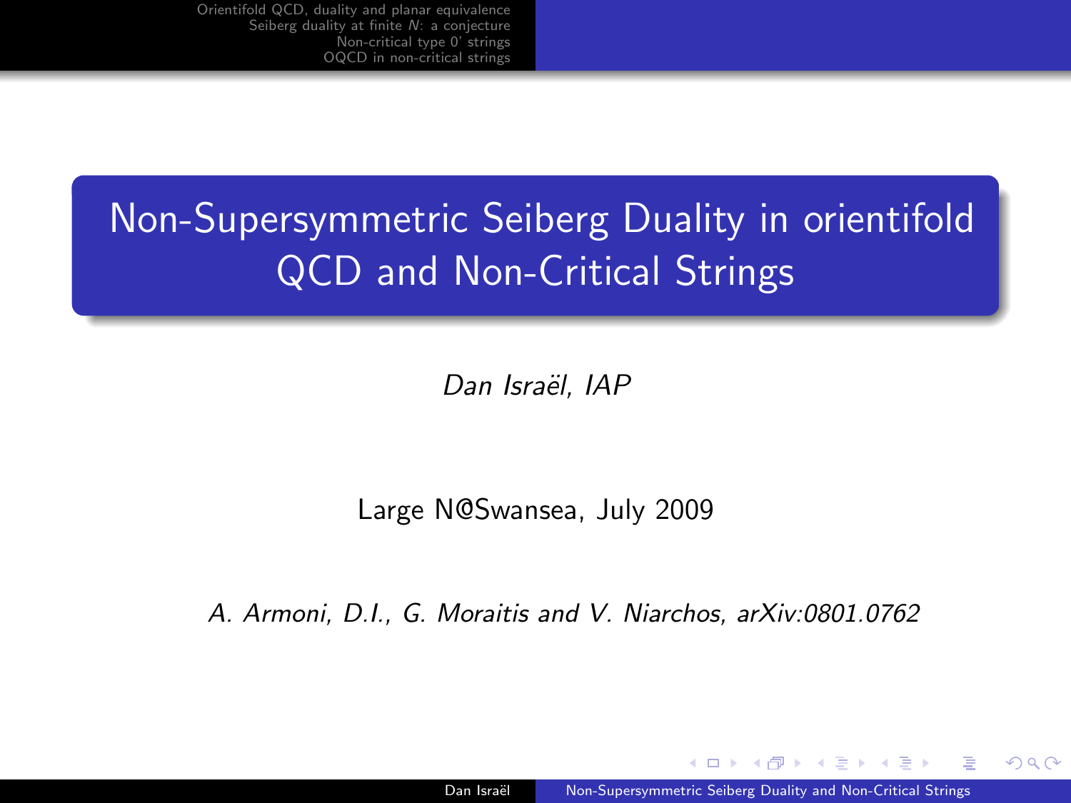# Non-Supersymmetric Seiberg Duality in orientifold QCD and Non-Critical Strings

*Dan Israël, IAP*

Large N@Swansea, July 2009

*A. Armoni, D.I., G. Moraitis and V. Niarchos, arXiv:0801.0762*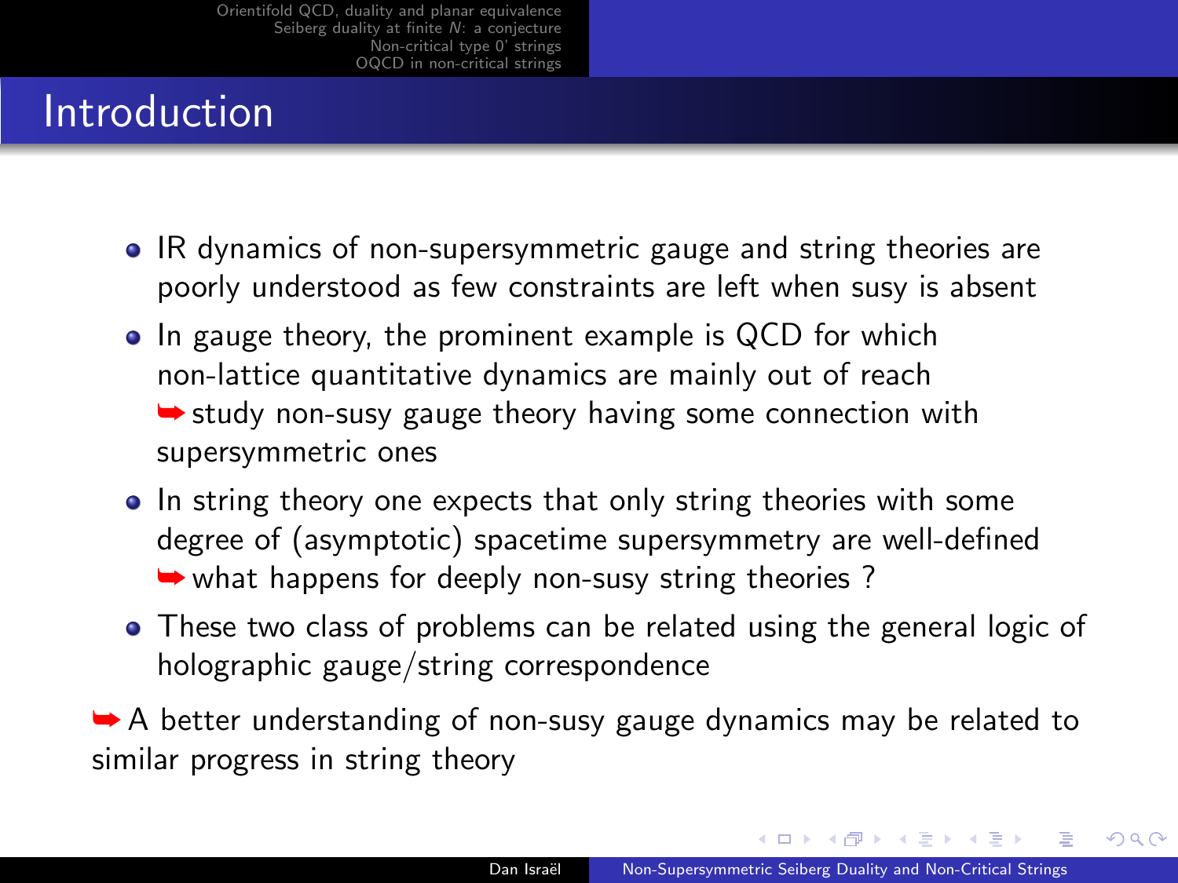# Introduction

- IR dynamics of non-supersymmetric gauge and string theories are poorly understood as few constraints are left when susy is absent
- In gauge theory, the prominent example is QCD for which non-lattice quantitative dynamics are mainly out of reach
  ➥ study non-susy gauge theory having some connection with supersymmetric ones
- In string theory one expects that only string theories with some degree of (asymptotic) spacetime supersymmetry are well-defined
  ➥ what happens for deeply non-susy string theories ?
- These two class of problems can be related using the general logic of holographic gauge/string correspondence

➥ A better understanding of non-susy gauge dynamics may be related to similar progress in string theory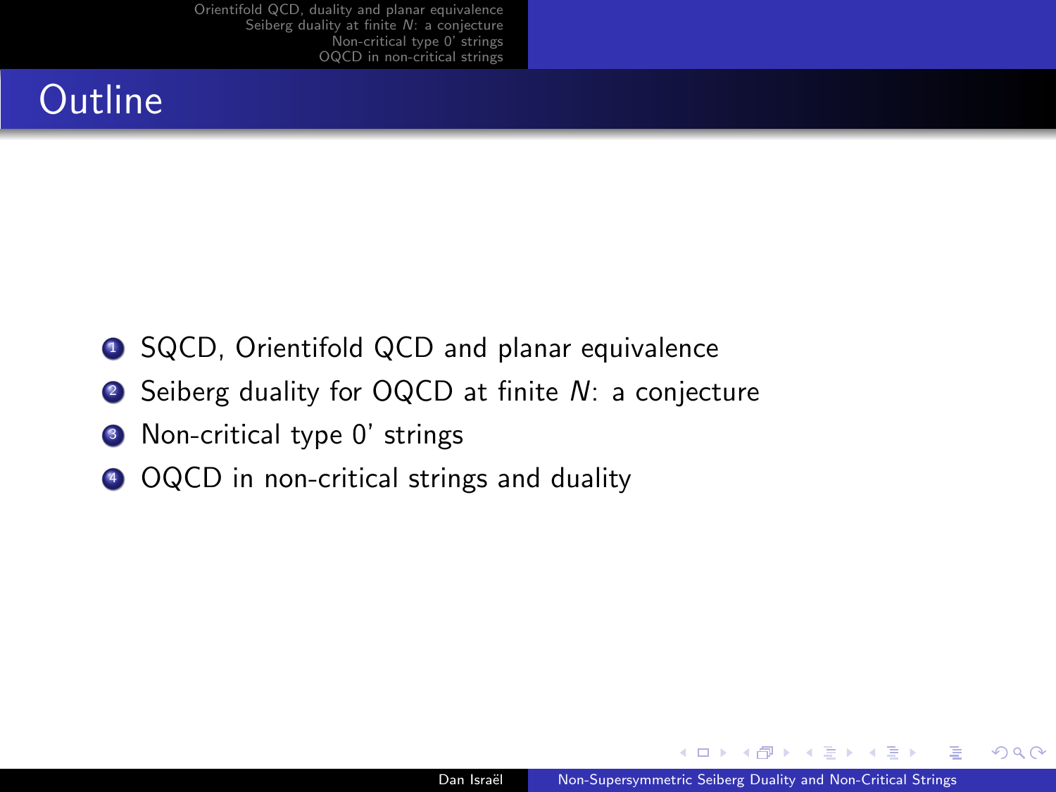# Outline

1. SQCD, Orientifold QCD and planar equivalence
2. Seiberg duality for OQCD at finite $N$: a conjecture
3. Non-critical type 0' strings
4. OQCD in non-critical strings and duality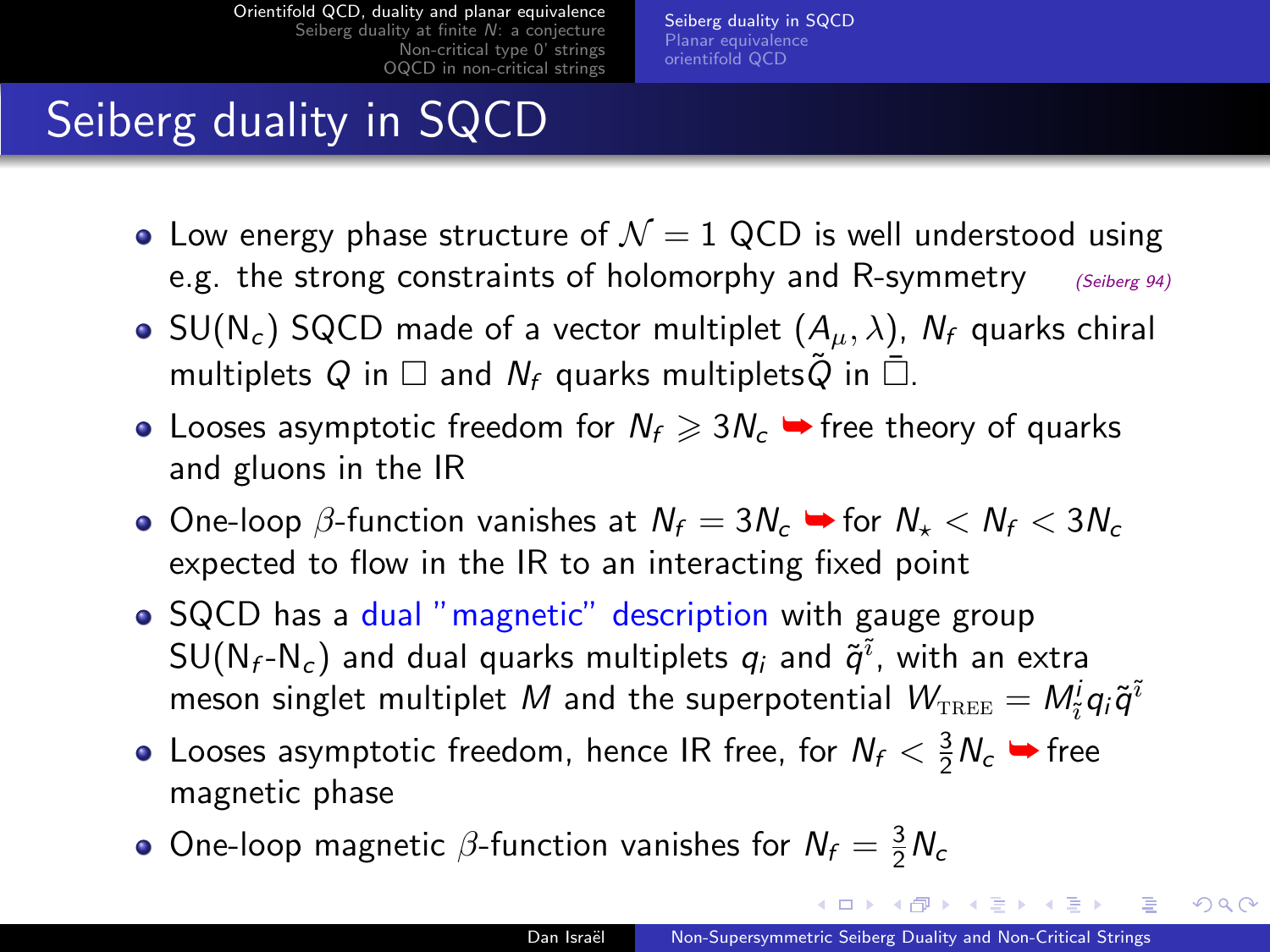# Seiberg duality in SQCD

- Low energy phase structure of $\mathcal{N}=1$ QCD is well understood using e.g. the strong constraints of holomorphy and R-symmetry *(Seiberg 94)*
- SU(N$_c$) SQCD made of a vector multiplet $(A_\mu, \lambda)$, $N_f$ quarks chiral multiplets $Q$ in $\square$ and $N_f$ quarks multiplets$\tilde{Q}$ in $\bar{\square}$.
- Looses asymptotic freedom for $N_f \geqslant 3N_c$ ➥ free theory of quarks and gluons in the IR
- One-loop $\beta$-function vanishes at $N_f = 3N_c$ ➥ for $N_\star < N_f < 3N_c$ expected to flow in the IR to an interacting fixed point
- SQCD has a dual "magnetic" description with gauge group SU(N$_f$-N$_c$) and dual quarks multiplets $q_i$ and $\tilde{q}^{\tilde{\imath}}$, with an extra meson singlet multiplet $M$ and the superpotential $W_{\text{TREE}} = M^i_{\tilde{\imath}} q_i \tilde{q}^{\tilde{\imath}}$
- Looses asymptotic freedom, hence IR free, for $N_f < \frac{3}{2}N_c$ ➥ free magnetic phase
- One-loop magnetic $\beta$-function vanishes for $N_f = \frac{3}{2}N_c$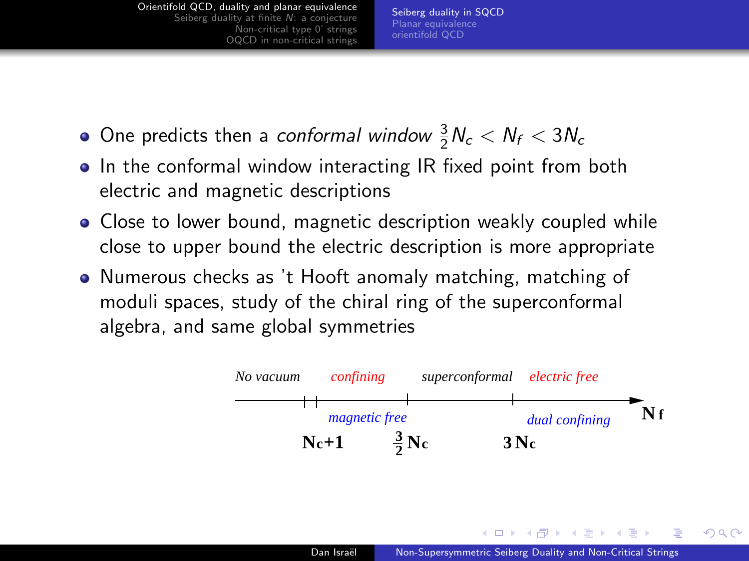- One predicts then a *conformal window* $\frac{3}{2}N_c < N_f < 3N_c$
- In the conformal window interacting IR fixed point from both electric and magnetic descriptions
- Close to lower bound, magnetic description weakly coupled while close to upper bound the electric description is more appropriate
- Numerous checks as 't Hooft anomaly matching, matching of moduli spaces, study of the chiral ring of the superconformal algebra, and same global symmetries

*No vacuum* | *confining* | *superconformal* | *electric free*

*magnetic free* | *dual confining*

$N_c+1$ | $\frac{3}{2}N_c$ | $3N_c$ | $N_f$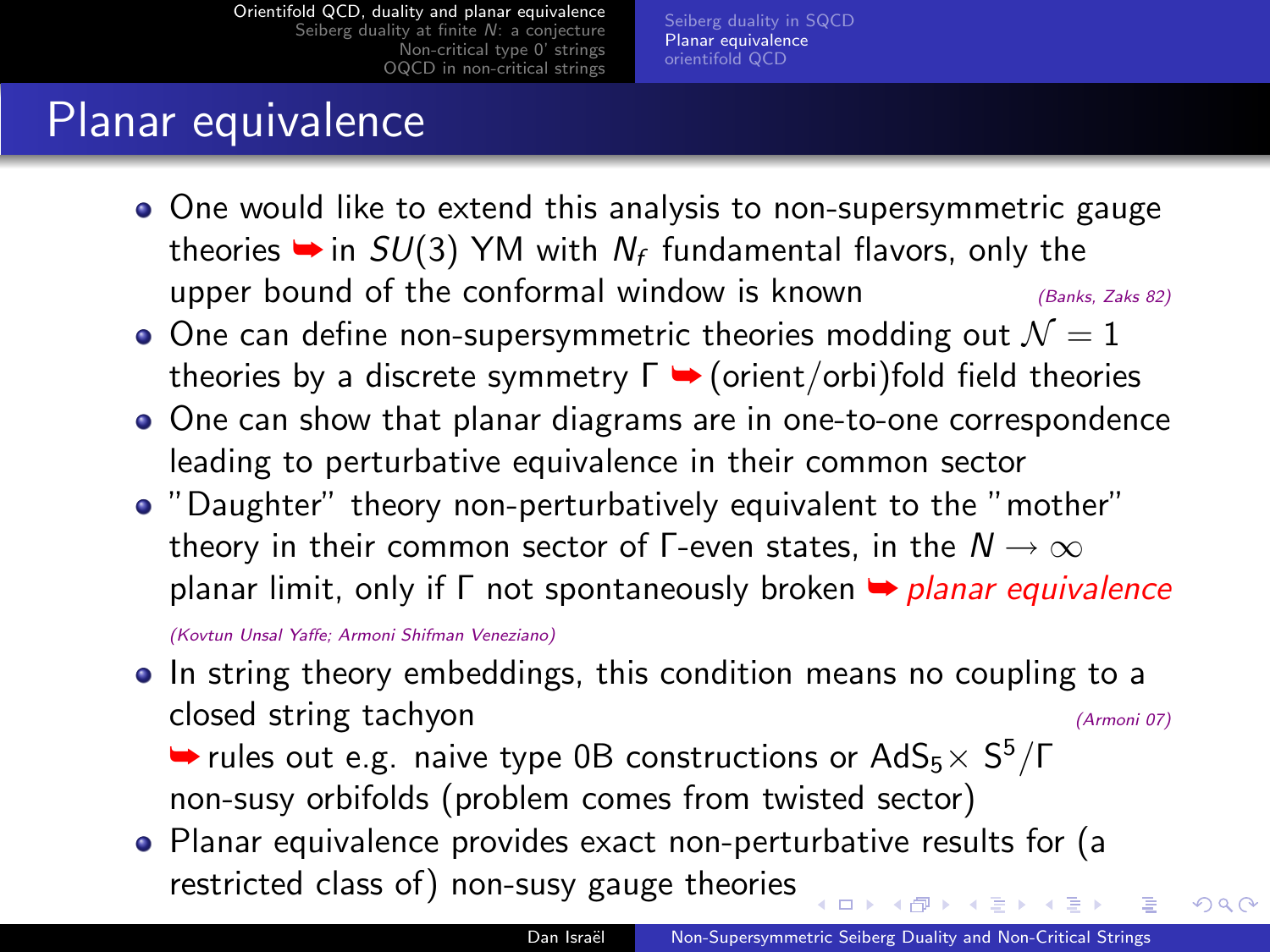# Planar equivalence

- One would like to extend this analysis to non-supersymmetric gauge theories ➥ in $SU(3)$ YM with $N_f$ fundamental flavors, only the upper bound of the conformal window is known *(Banks, Zaks 82)*
- One can define non-supersymmetric theories modding out $\mathcal{N} = 1$ theories by a discrete symmetry $\Gamma$ ➥ (orient/orbi)fold field theories
- One can show that planar diagrams are in one-to-one correspondence leading to perturbative equivalence in their common sector
- "Daughter" theory non-perturbatively equivalent to the "mother" theory in their common sector of $\Gamma$-even states, in the $N \to \infty$ planar limit, only if $\Gamma$ not spontaneously broken ➥ *planar equivalence*

  *(Kovtun Unsal Yaffe; Armoni Shifman Veneziano)*
- In string theory embeddings, this condition means no coupling to a closed string tachyon *(Armoni 07)*

  ➥ rules out e.g. naive type 0B constructions or $\text{AdS}_5 \times \text{S}^5/\Gamma$ non-susy orbifolds (problem comes from twisted sector)
- Planar equivalence provides exact non-perturbative results for (a restricted class of) non-susy gauge theories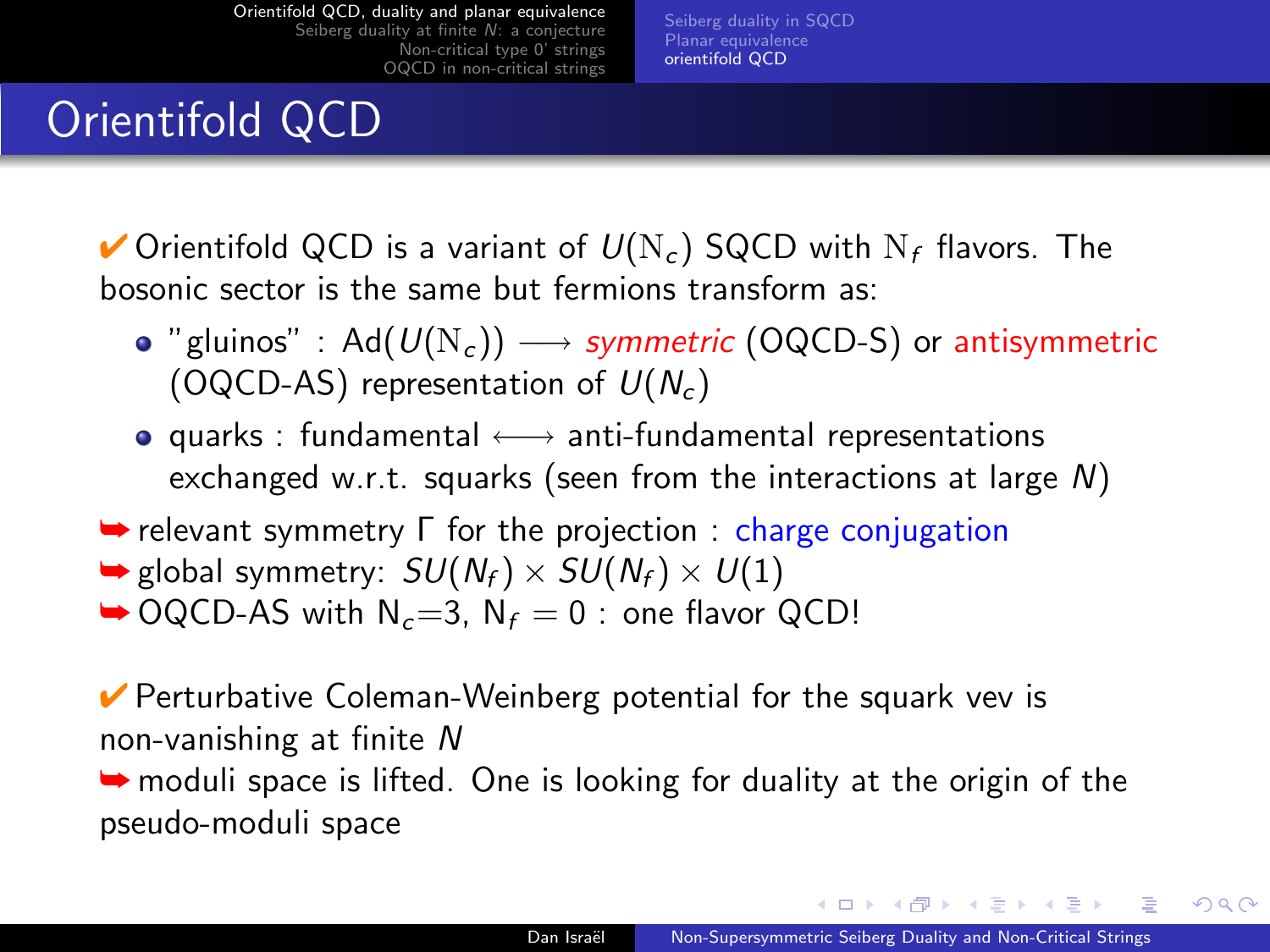# Orientifold QCD

✔ Orientifold QCD is a variant of $U(\mathrm{N}_c)$ SQCD with $\mathrm{N}_f$ flavors. The bosonic sector is the same but fermions transform as:

- "gluinos" : $\mathrm{Ad}(U(\mathrm{N}_c)) \longrightarrow$ *symmetric* (OQCD-S) or antisymmetric (OQCD-AS) representation of $U(N_c)$
- quarks : fundamental $\longleftrightarrow$ anti-fundamental representations exchanged w.r.t. squarks (seen from the interactions at large $N$)

➥ relevant symmetry $\Gamma$ for the projection : charge conjugation
➥ global symmetry: $SU(N_f) \times SU(N_f) \times U(1)$
➥ OQCD-AS with $\mathrm{N}_c$=3, $\mathrm{N}_f = 0$ : one flavor QCD!

✔ Perturbative Coleman-Weinberg potential for the squark vev is non-vanishing at finite $N$
➥ moduli space is lifted. One is looking for duality at the origin of the pseudo-moduli space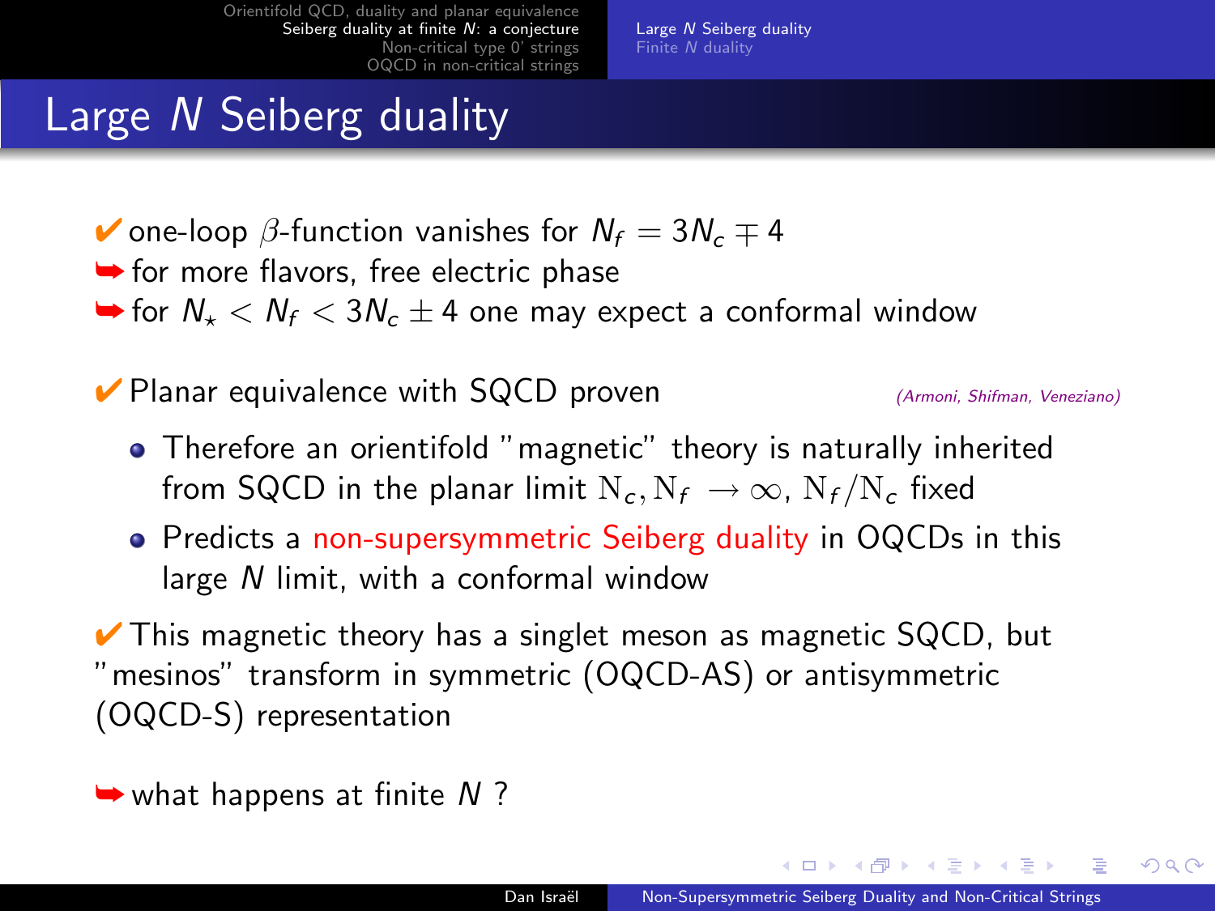# Large $N$ Seiberg duality

✔ one-loop $\beta$-function vanishes for $N_f = 3N_c \mp 4$

➥ for more flavors, free electric phase

➥ for $N_\star < N_f < 3N_c \pm 4$ one may expect a conformal window

✔ Planar equivalence with SQCD proven *(Armoni, Shifman, Veneziano)*

- Therefore an orientifold "magnetic" theory is naturally inherited from SQCD in the planar limit $\mathrm{N}_c, \mathrm{N}_f \to \infty$, $\mathrm{N}_f/\mathrm{N}_c$ fixed
- Predicts a non-supersymmetric Seiberg duality in OQCDs in this large $N$ limit, with a conformal window

✔ This magnetic theory has a singlet meson as magnetic SQCD, but "mesinos" transform in symmetric (OQCD-AS) or antisymmetric (OQCD-S) representation

➥ what happens at finite $N$ ?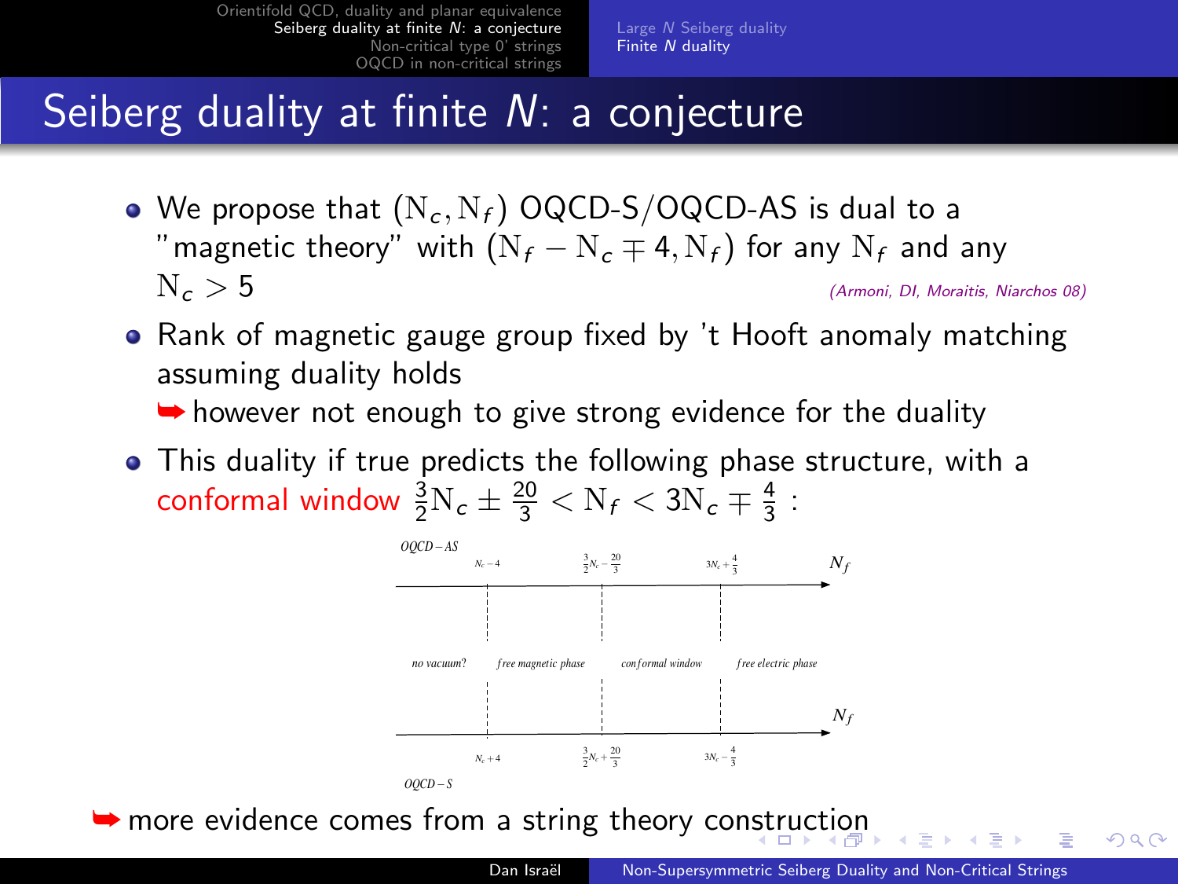# Seiberg duality at finite $N$: a conjecture

- We propose that $(\mathrm{N}_c, \mathrm{N}_f)$ OQCD-S/OQCD-AS is dual to a "magnetic theory" with $(\mathrm{N}_f - \mathrm{N}_c \mp 4, \mathrm{N}_f)$ for any $\mathrm{N}_f$ and any $\mathrm{N}_c > 5$ *(Armoni, DI, Moraitis, Niarchos 08)*
- Rank of magnetic gauge group fixed by 't Hooft anomaly matching assuming duality holds
  ➥ however not enough to give strong evidence for the duality
- This duality if true predicts the following phase structure, with a conformal window $\frac{3}{2}\mathrm{N}_c \pm \frac{20}{3} < \mathrm{N}_f < 3\mathrm{N}_c \mp \frac{4}{3}$ :

OQCD – AS: $N_c - 4$, $\frac{3}{2}N_c - \frac{20}{3}$, $3N_c + \frac{4}{3}$ ($N_f$ axis)

*no vacuum?* | *free magnetic phase* | *conformal window* | *free electric phase*

OQCD – S: $N_c + 4$, $\frac{3}{2}N_c + \frac{20}{3}$, $3N_c - \frac{4}{3}$ ($N_f$ axis)

➥ more evidence comes from a string theory construction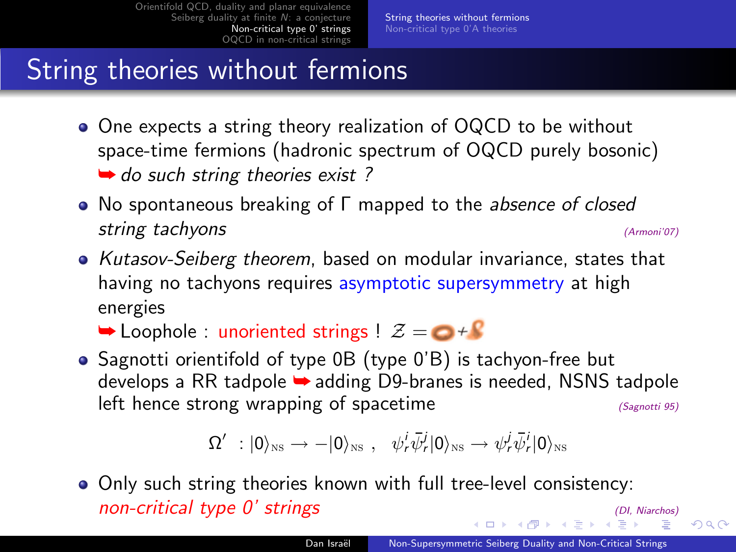# String theories without fermions

- One expects a string theory realization of OQCD to be without space-time fermions (hadronic spectrum of OQCD purely bosonic)
  ➥ *do such string theories exist ?*
- No spontaneous breaking of $\Gamma$ mapped to the *absence of closed string tachyons* *(Armoni'07)*
- *Kutasov-Seiberg theorem*, based on modular invariance, states that having no tachyons requires asymptotic supersymmetry at high energies
  ➥ Loophole : unoriented strings ! $\mathcal{Z} =$ + 
- Sagnotti orientifold of type 0B (type 0'B) is tachyon-free but develops a RR tadpole ➥ adding D9-branes is needed, NSNS tadpole left hence strong wrapping of spacetime *(Sagnotti 95)*

$$\Omega' \; : |0\rangle_{\text{NS}} \to -|0\rangle_{\text{NS}} \;, \quad \psi^i_r \bar{\psi}^j_r |0\rangle_{\text{NS}} \to \psi^j_r \bar{\psi}^i_r |0\rangle_{\text{NS}}$$

- Only such string theories known with full tree-level consistency: *non-critical type 0' strings* *(DI, Niarchos)*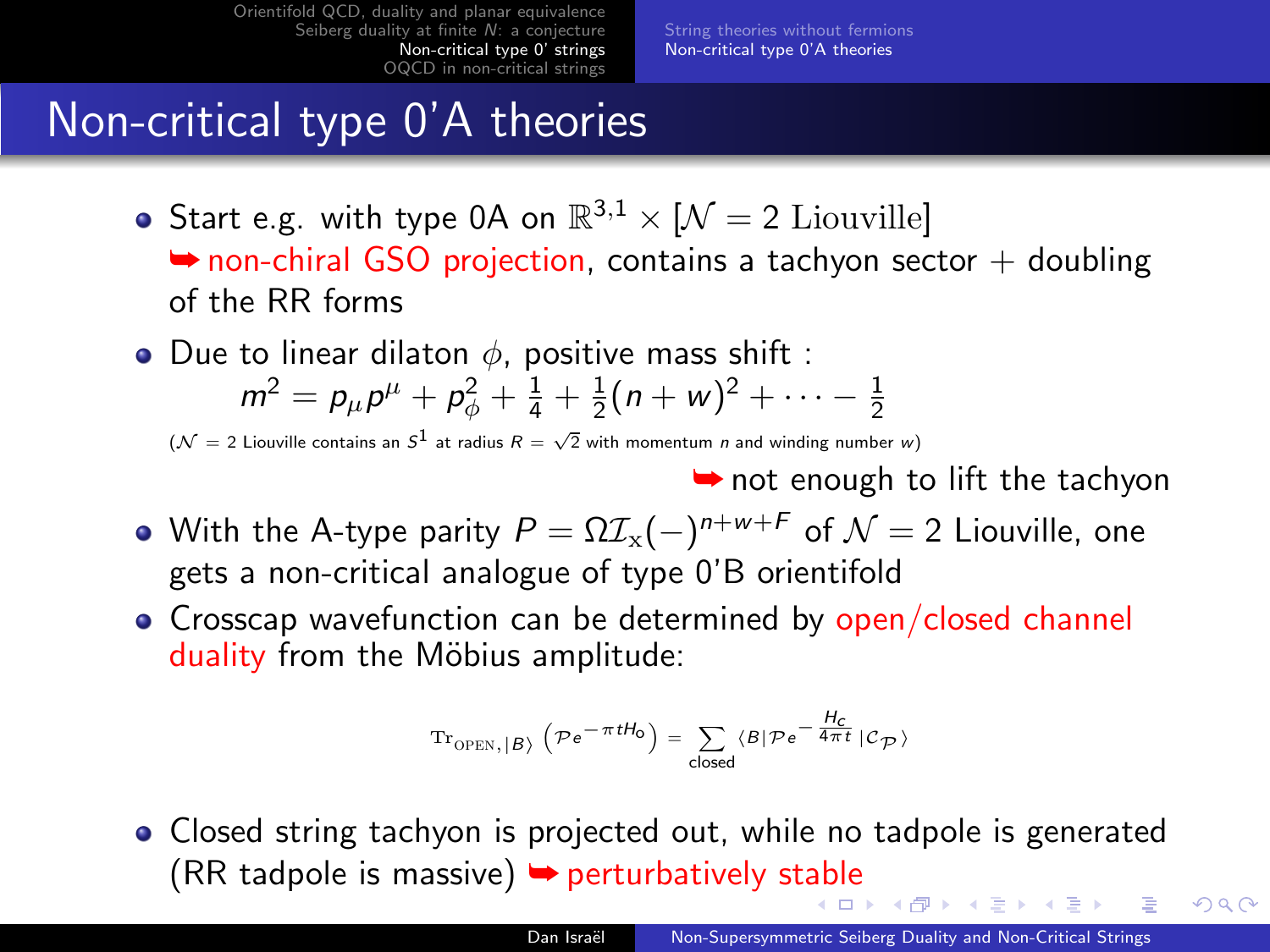# Non-critical type 0'A theories

- Start e.g. with type 0A on $\mathbb{R}^{3,1} \times [\mathcal{N} = 2 \text{ Liouville}]$
  ➥ non-chiral GSO projection, contains a tachyon sector + doubling of the RR forms
- Due to linear dilaton $\phi$, positive mass shift :

$$m^2 = p_\mu p^\mu + p_\phi^2 + \frac{1}{4} + \frac{1}{2}(n+w)^2 + \cdots - \frac{1}{2}$$

  ($\mathcal{N} = 2$ Liouville contains an $S^1$ at radius $R = \sqrt{2}$ with momentum $n$ and winding number $w$)

  ➥ not enough to lift the tachyon
- With the A-type parity $P = \Omega \mathcal{I}_{\rm x} (-)^{n+w+F}$ of $\mathcal{N} = 2$ Liouville, one gets a non-critical analogue of type 0'B orientifold
- Crosscap wavefunction can be determined by open/closed channel duality from the Möbius amplitude:

$$\mathrm{Tr}_{\mathrm{OPEN},|B\rangle} \left( \mathcal{P} e^{-\pi t H_o} \right) = \sum_{\text{closed}} \langle B | \mathcal{P} e^{-\frac{H_c}{4\pi t}} | \mathcal{C}_{\mathcal{P}} \rangle$$

- Closed string tachyon is projected out, while no tadpole is generated (RR tadpole is massive) ➥ perturbatively stable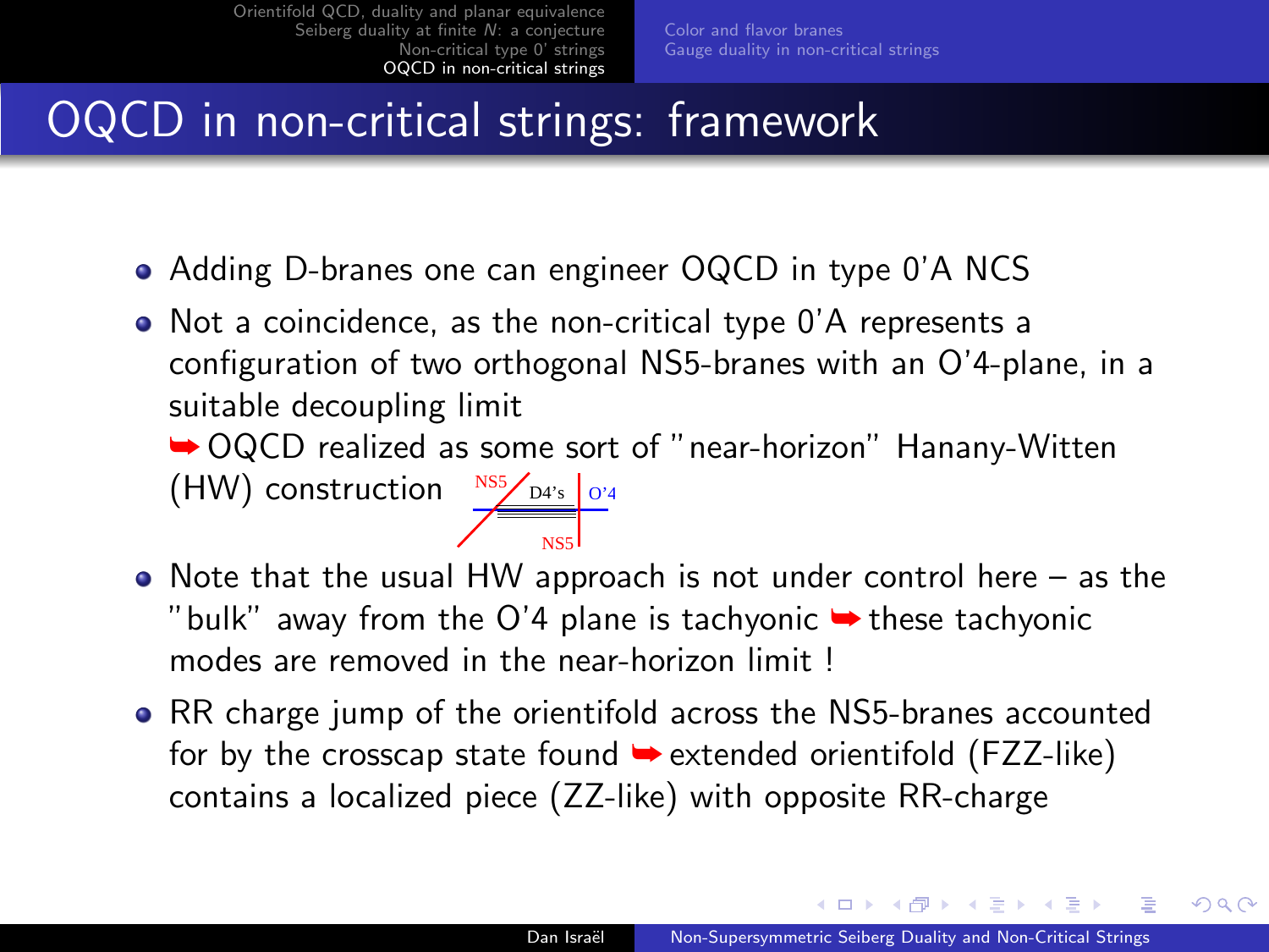# OQCD in non-critical strings: framework

- Adding D-branes one can engineer OQCD in type 0'A NCS
- Not a coincidence, as the non-critical type 0'A represents a configuration of two orthogonal NS5-branes with an O'4-plane, in a suitable decoupling limit

  ➥ OQCD realized as some sort of "near-horizon" Hanany-Witten (HW) construction

  NS5 D4's O'4 NS5

- Note that the usual HW approach is not under control here – as the "bulk" away from the O'4 plane is tachyonic ➥ these tachyonic modes are removed in the near-horizon limit !
- RR charge jump of the orientifold across the NS5-branes accounted for by the crosscap state found ➥ extended orientifold (FZZ-like) contains a localized piece (ZZ-like) with opposite RR-charge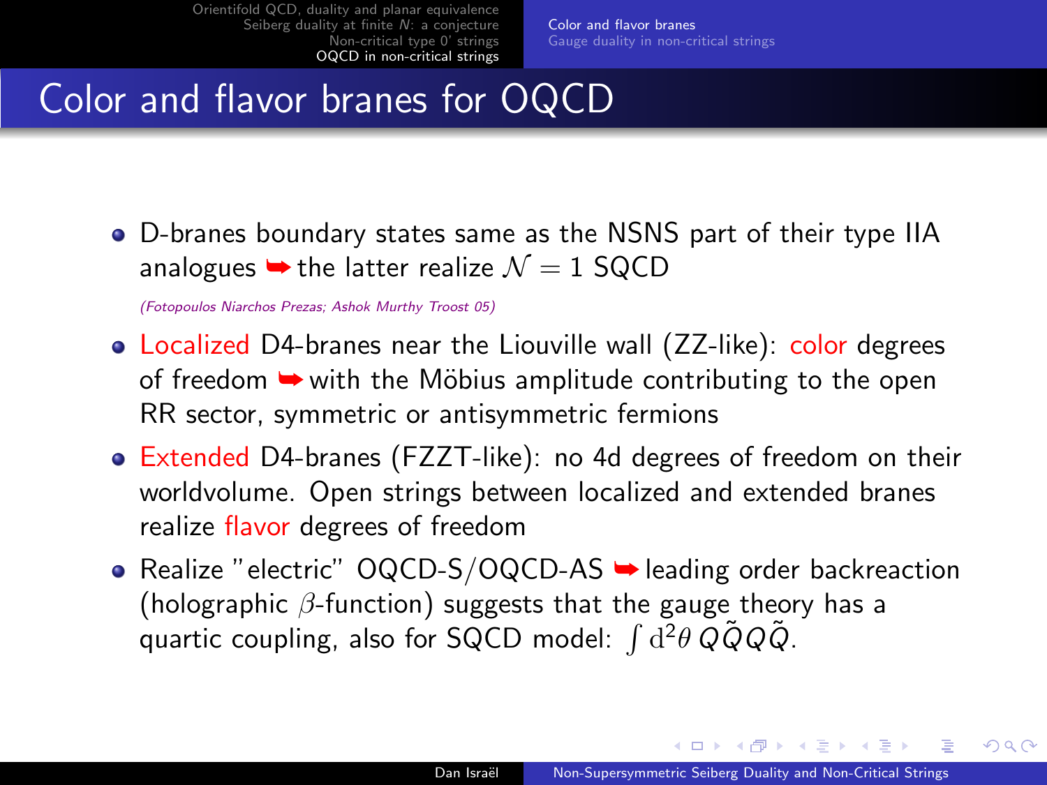# Color and flavor branes for OQCD

- D-branes boundary states same as the NSNS part of their type IIA analogues ➥ the latter realize $\mathcal{N}=1$ SQCD

  *(Fotopoulos Niarchos Prezas; Ashok Murthy Troost 05)*

- Localized D4-branes near the Liouville wall (ZZ-like): color degrees of freedom ➥ with the Möbius amplitude contributing to the open RR sector, symmetric or antisymmetric fermions
- Extended D4-branes (FZZT-like): no 4d degrees of freedom on their worldvolume. Open strings between localized and extended branes realize flavor degrees of freedom
- Realize "electric" OQCD-S/OQCD-AS ➥ leading order backreaction (holographic $\beta$-function) suggests that the gauge theory has a quartic coupling, also for SQCD model: $\int \mathrm{d}^2\theta \, Q\tilde{Q}Q\tilde{Q}$.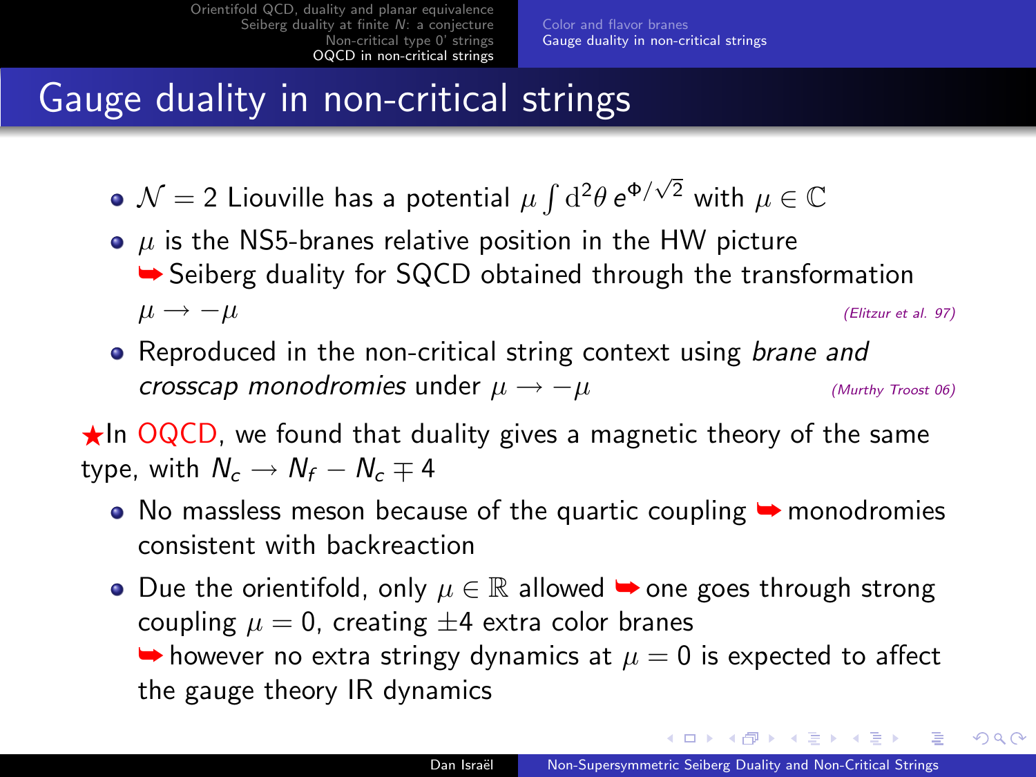# Gauge duality in non-critical strings

- $\mathcal{N} = 2$ Liouville has a potential $\mu \int \mathrm{d}^2\theta \, e^{\Phi/\sqrt{2}}$ with $\mu \in \mathbb{C}$
- $\mu$ is the NS5-branes relative position in the HW picture
  ➥ Seiberg duality for SQCD obtained through the transformation $\mu \to -\mu$ *(Elitzur et al. 97)*
- Reproduced in the non-critical string context using *brane and crosscap monodromies* under $\mu \to -\mu$ *(Murthy Troost 06)*

★In OQCD, we found that duality gives a magnetic theory of the same type, with $N_c \to N_f - N_c \mp 4$

- No massless meson because of the quartic coupling ➥ monodromies consistent with backreaction
- Due the orientifold, only $\mu \in \mathbb{R}$ allowed ➥ one goes through strong coupling $\mu = 0$, creating $\pm 4$ extra color branes
  ➥ however no extra stringy dynamics at $\mu = 0$ is expected to affect the gauge theory IR dynamics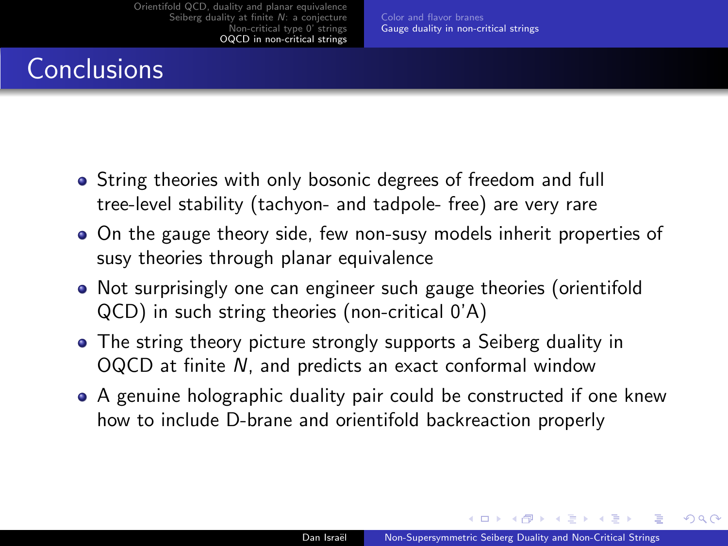# Conclusions

- String theories with only bosonic degrees of freedom and full tree-level stability (tachyon- and tadpole- free) are very rare
- On the gauge theory side, few non-susy models inherit properties of susy theories through planar equivalence
- Not surprisingly one can engineer such gauge theories (orientifold QCD) in such string theories (non-critical 0'A)
- The string theory picture strongly supports a Seiberg duality in OQCD at finite $N$, and predicts an exact conformal window
- A genuine holographic duality pair could be constructed if one knew how to include D-brane and orientifold backreaction properly